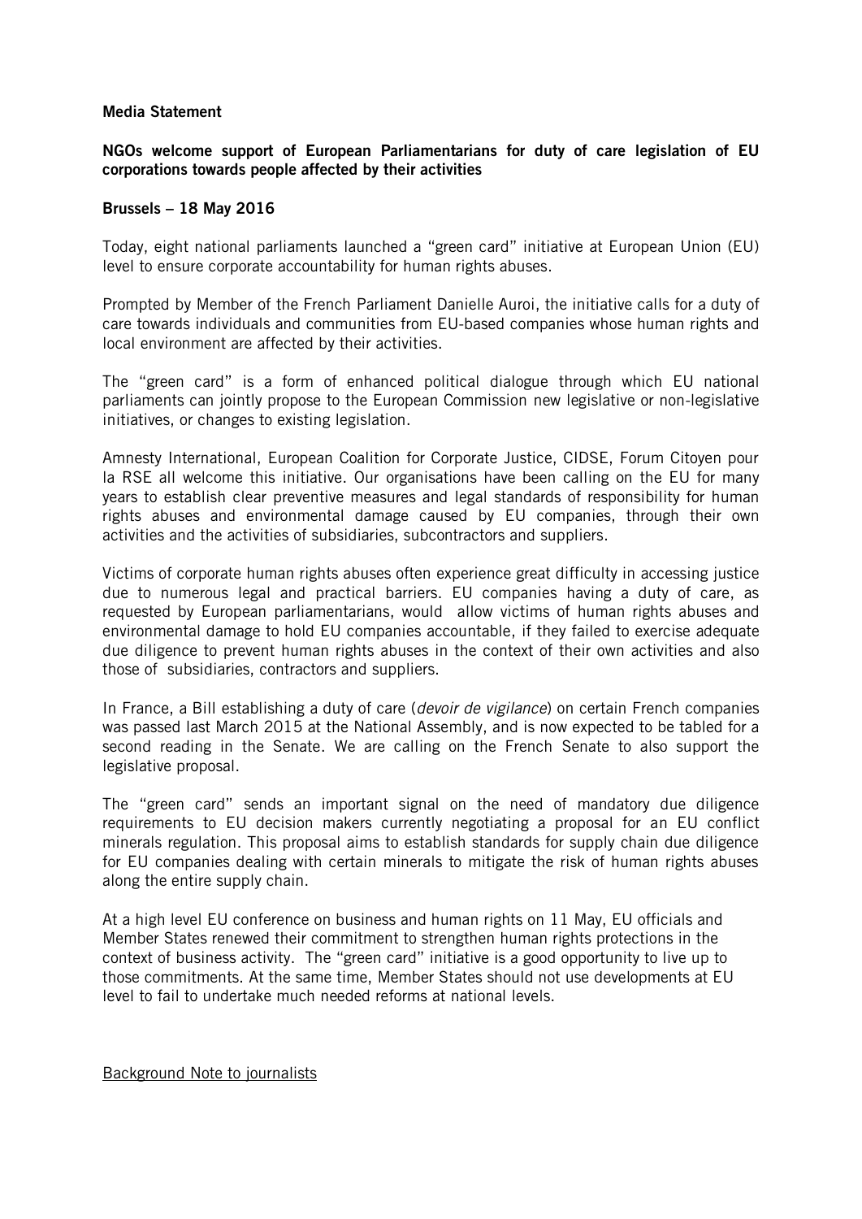**Media Statement**

**NGOs welcome support of European Parliamentarians for duty of care legislation of EU corporations towards people affected by their activities**

**Brussels – 18 May 2016**

Today, eight national parliaments launched a "green card" initiative at European Union (EU) level to ensure corporate accountability for human rights abuses.

Prompted by Member of the French Parliament Danielle Auroi, the initiative calls for a duty of care towards individuals and communities from EU-based companies whose human rights and local environment are affected by their activities.

The "green card" is a form of enhanced political dialogue through which EU national parliaments can jointly propose to the European Commission new legislative or non-legislative initiatives, or changes to existing legislation.

Amnesty International, European Coalition for Corporate Justice, CIDSE, Forum Citoyen pour la RSE all welcome this initiative. Our organisations have been calling on the EU for many years to establish clear preventive measures and legal standards of responsibility for human rights abuses and environmental damage caused by EU companies, through their own activities and the activities of subsidiaries, subcontractors and suppliers.

Victims of corporate human rights abuses often experience great difficulty in accessing justice due to numerous legal and practical barriers. EU companies having a duty of care, as requested by European parliamentarians, would allow victims of human rights abuses and environmental damage to hold EU companies accountable, if they failed to exercise adequate due diligence to prevent human rights abuses in the context of their own activities and also those of subsidiaries, contractors and suppliers.

In France, a Bill establishing a duty of care (*devoir de vigilance*) on certain French companies was passed last March 2015 at the National Assembly, and is now expected to be tabled for a second reading in the Senate. We are calling on the French Senate to also support the legislative proposal.

The "green card" sends an important signal on the need of mandatory due diligence requirements to EU decision makers currently negotiating a proposal for an EU conflict minerals regulation. This proposal aims to establish standards for supply chain due diligence for EU companies dealing with certain minerals to mitigate the risk of human rights abuses along the entire supply chain.

At a high level EU conference on business and human rights on 11 May, EU officials and Member States renewed their commitment to strengthen human rights protections in the context of business activity. The "green card" initiative is a good opportunity to live up to those commitments. At the same time, Member States should not use developments at EU level to fail to undertake much needed reforms at national levels.

Background Note to journalists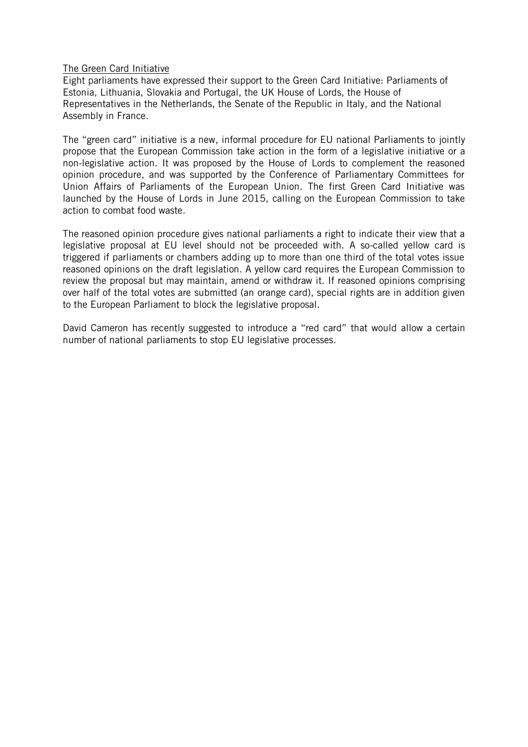<u>The Green Card Initiative</u>

Eight parliaments have expressed their support to the Green Card Initiative: Parliaments of Estonia, Lithuania, Slovakia and Portugal, the UK House of Lords, the House of Representatives in the Netherlands, the Senate of the Republic in Italy, and the National Assembly in France.

The "green card" initiative is a new, informal procedure for EU national Parliaments to jointly propose that the European Commission take action in the form of a legislative initiative or a non-legislative action. It was proposed by the House of Lords to complement the reasoned opinion procedure, and was supported by the Conference of Parliamentary Committees for Union Affairs of Parliaments of the European Union. The first Green Card Initiative was launched by the House of Lords in June 2015, calling on the European Commission to take action to combat food waste.

The reasoned opinion procedure gives national parliaments a right to indicate their view that a legislative proposal at EU level should not be proceeded with. A so-called yellow card is triggered if parliaments or chambers adding up to more than one third of the total votes issue reasoned opinions on the draft legislation. A yellow card requires the European Commission to review the proposal but may maintain, amend or withdraw it. If reasoned opinions comprising over half of the total votes are submitted (an orange card), special rights are in addition given to the European Parliament to block the legislative proposal.

David Cameron has recently suggested to introduce a "red card" that would allow a certain number of national parliaments to stop EU legislative processes.